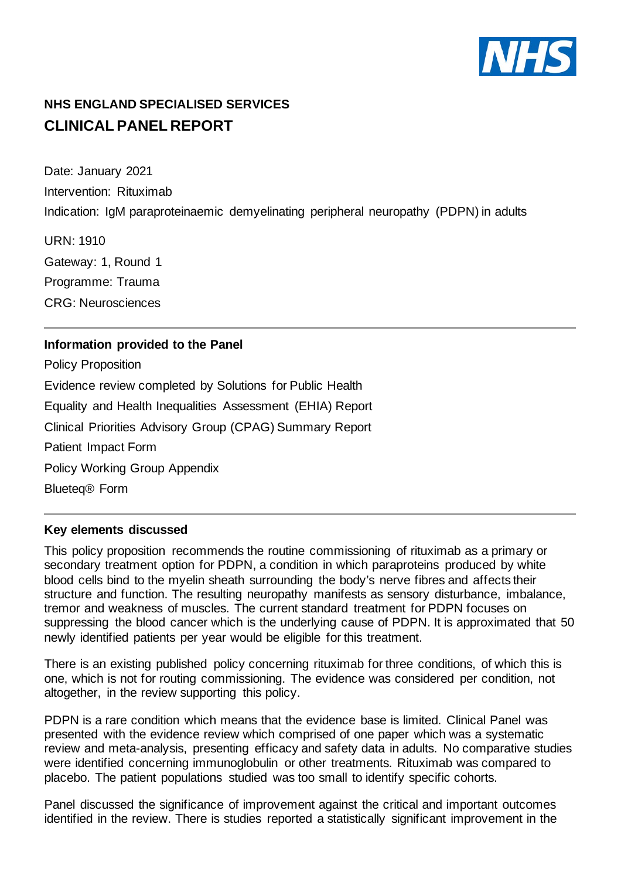**NHS ENGLAND SPECIALISED SERVICES**

## CLINICAL PANEL REPORT

Date: January 2021

Intervention: Rituximab

Indication: IgM paraproteinaemic demyelinating peripheral neuropathy (PDPN) in adults

URN: 1910

Gateway: 1, Round 1

Programme: Trauma

CRG: Neurosciences

---

### Information provided to the Panel

Policy Proposition

Evidence review completed by Solutions for Public Health

Equality and Health Inequalities Assessment (EHIA) Report

Clinical Priorities Advisory Group (CPAG) Summary Report

Patient Impact Form

Policy Working Group Appendix

Blueteq® Form

---

### Key elements discussed

This policy proposition recommends the routine commissioning of rituximab as a primary or secondary treatment option for PDPN, a condition in which paraproteins produced by white blood cells bind to the myelin sheath surrounding the body's nerve fibres and affects their structure and function. The resulting neuropathy manifests as sensory disturbance, imbalance, tremor and weakness of muscles. The current standard treatment for PDPN focuses on suppressing the blood cancer which is the underlying cause of PDPN. It is approximated that 50 newly identified patients per year would be eligible for this treatment.

There is an existing published policy concerning rituximab for three conditions, of which this is one, which is not for routing commissioning. The evidence was considered per condition, not altogether, in the review supporting this policy.

PDPN is a rare condition which means that the evidence base is limited. Clinical Panel was presented with the evidence review which comprised of one paper which was a systematic review and meta-analysis, presenting efficacy and safety data in adults. No comparative studies were identified concerning immunoglobulin or other treatments. Rituximab was compared to placebo. The patient populations studied was too small to identify specific cohorts.

Panel discussed the significance of improvement against the critical and important outcomes identified in the review. There is studies reported a statistically significant improvement in the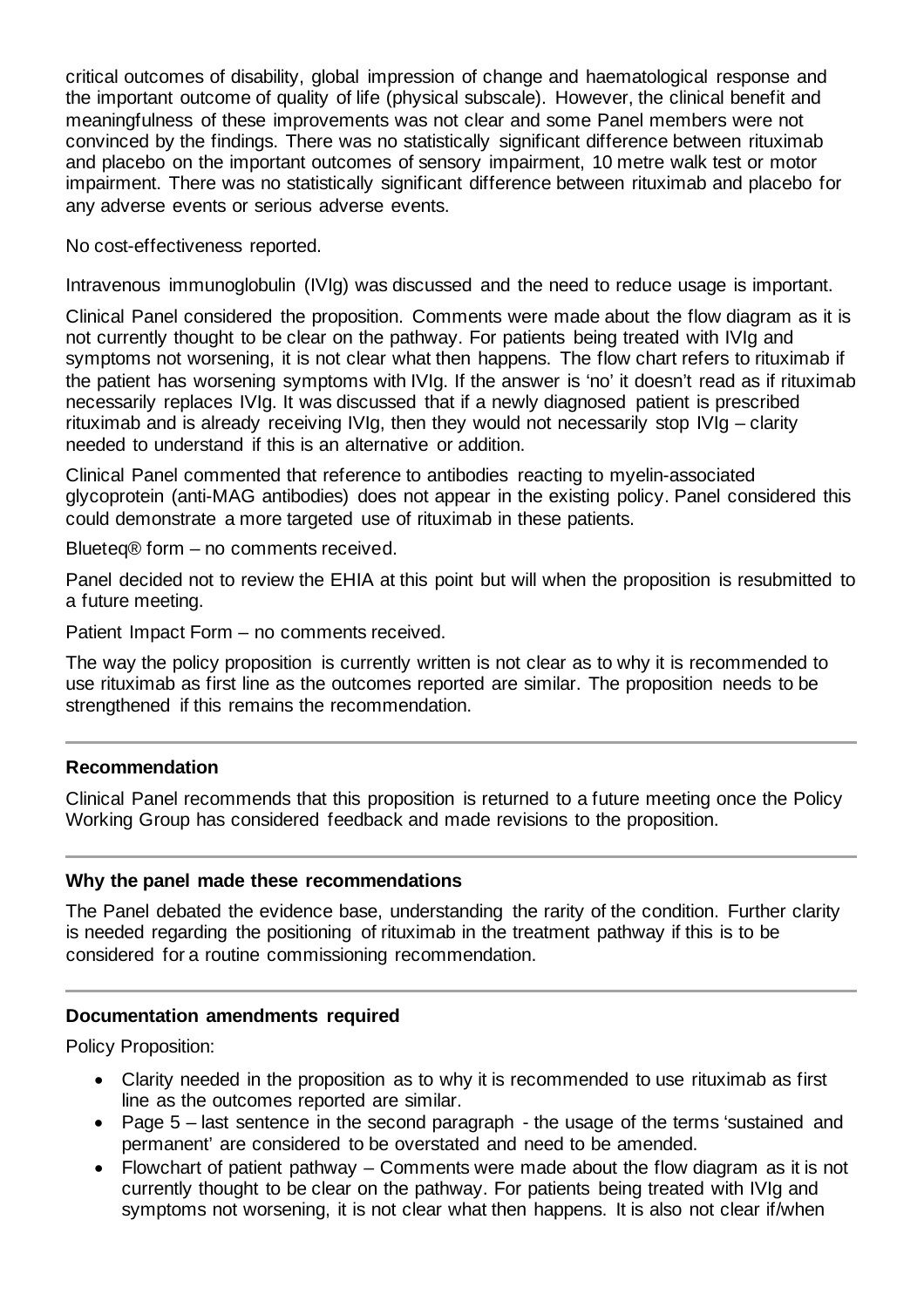critical outcomes of disability, global impression of change and haematological response and the important outcome of quality of life (physical subscale). However, the clinical benefit and meaningfulness of these improvements was not clear and some Panel members were not convinced by the findings. There was no statistically significant difference between rituximab and placebo on the important outcomes of sensory impairment, 10 metre walk test or motor impairment. There was no statistically significant difference between rituximab and placebo for any adverse events or serious adverse events.

No cost-effectiveness reported.

Intravenous immunoglobulin (IVIg) was discussed and the need to reduce usage is important.

Clinical Panel considered the proposition. Comments were made about the flow diagram as it is not currently thought to be clear on the pathway. For patients being treated with IVIg and symptoms not worsening, it is not clear what then happens. The flow chart refers to rituximab if the patient has worsening symptoms with IVIg. If the answer is 'no' it doesn't read as if rituximab necessarily replaces IVIg. It was discussed that if a newly diagnosed patient is prescribed rituximab and is already receiving IVIg, then they would not necessarily stop IVIg – clarity needed to understand if this is an alternative or addition.

Clinical Panel commented that reference to antibodies reacting to myelin-associated glycoprotein (anti-MAG antibodies) does not appear in the existing policy. Panel considered this could demonstrate a more targeted use of rituximab in these patients.

Blueteq® form – no comments received.

Panel decided not to review the EHIA at this point but will when the proposition is resubmitted to a future meeting.

Patient Impact Form – no comments received.

The way the policy proposition is currently written is not clear as to why it is recommended to use rituximab as first line as the outcomes reported are similar. The proposition needs to be strengthened if this remains the recommendation.

---

**Recommendation**

Clinical Panel recommends that this proposition is returned to a future meeting once the Policy Working Group has considered feedback and made revisions to the proposition.

---

**Why the panel made these recommendations**

The Panel debated the evidence base, understanding the rarity of the condition. Further clarity is needed regarding the positioning of rituximab in the treatment pathway if this is to be considered for a routine commissioning recommendation.

---

**Documentation amendments required**

Policy Proposition:

- Clarity needed in the proposition as to why it is recommended to use rituximab as first line as the outcomes reported are similar.
- Page 5 – last sentence in the second paragraph - the usage of the terms 'sustained and permanent' are considered to be overstated and need to be amended.
- Flowchart of patient pathway – Comments were made about the flow diagram as it is not currently thought to be clear on the pathway. For patients being treated with IVIg and symptoms not worsening, it is not clear what then happens. It is also not clear if/when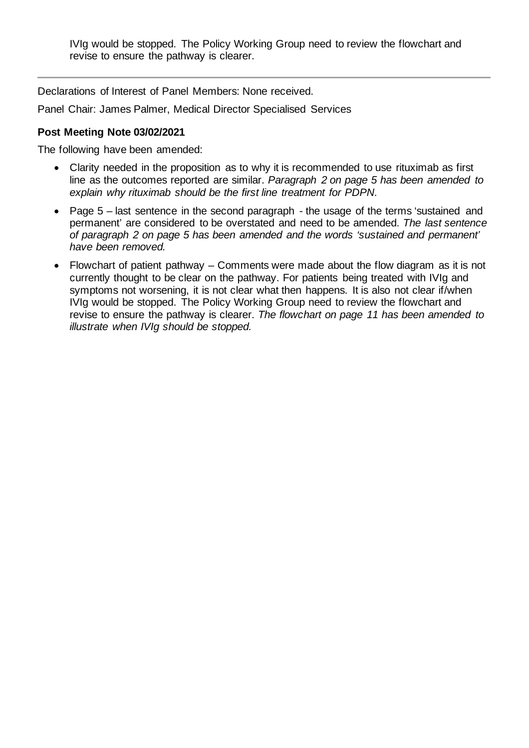IVIg would be stopped. The Policy Working Group need to review the flowchart and revise to ensure the pathway is clearer.

---

Declarations of Interest of Panel Members: None received.

Panel Chair: James Palmer, Medical Director Specialised Services

**Post Meeting Note 03/02/2021**

The following have been amended:

- Clarity needed in the proposition as to why it is recommended to use rituximab as first line as the outcomes reported are similar. *Paragraph 2 on page 5 has been amended to explain why rituximab should be the first line treatment for PDPN.*
- Page 5 – last sentence in the second paragraph - the usage of the terms 'sustained and permanent' are considered to be overstated and need to be amended. *The last sentence of paragraph 2 on page 5 has been amended and the words 'sustained and permanent' have been removed.*
- Flowchart of patient pathway – Comments were made about the flow diagram as it is not currently thought to be clear on the pathway. For patients being treated with IVIg and symptoms not worsening, it is not clear what then happens. It is also not clear if/when IVIg would be stopped. The Policy Working Group need to review the flowchart and revise to ensure the pathway is clearer. *The flowchart on page 11 has been amended to illustrate when IVIg should be stopped.*